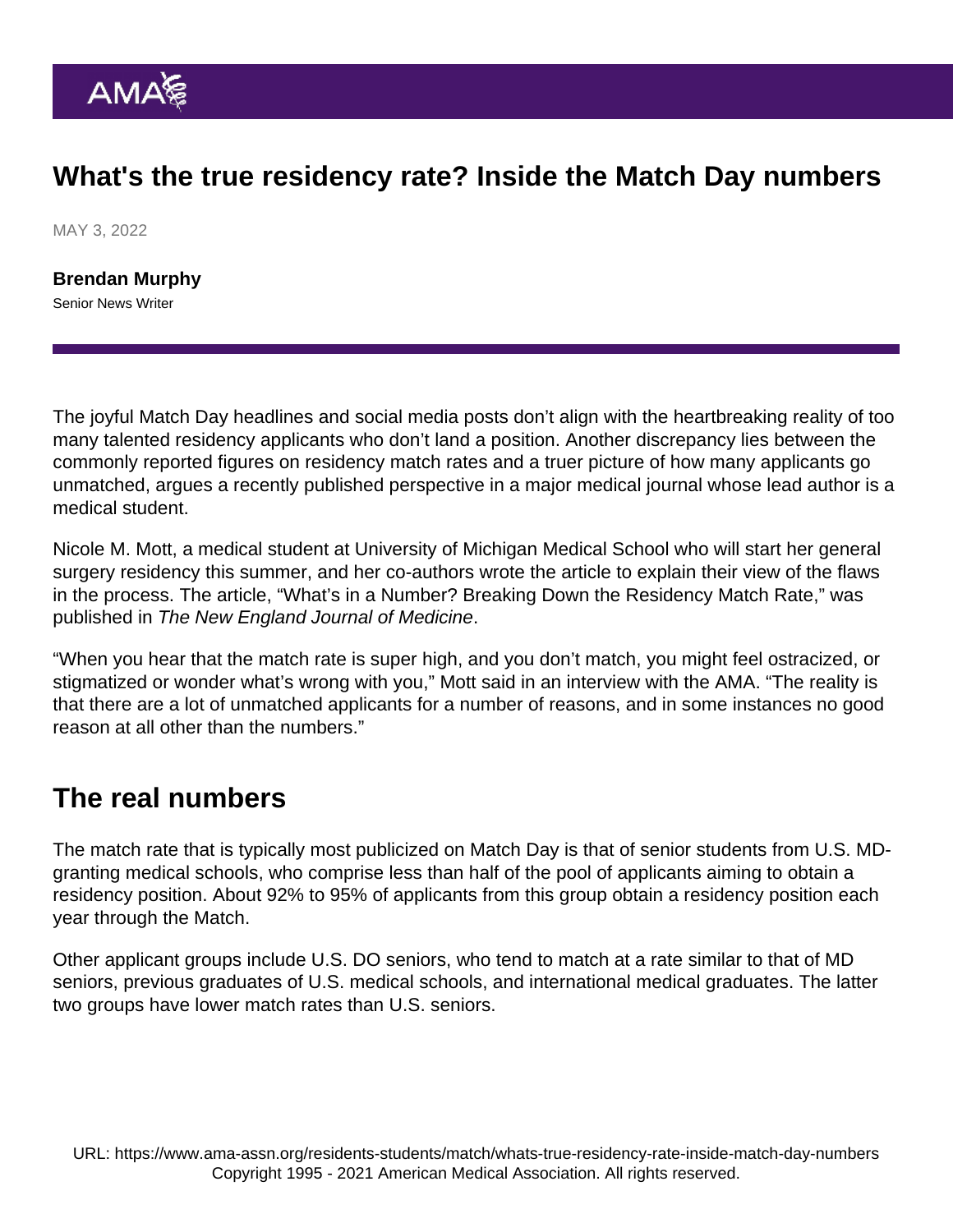# What's the true residency rate? Inside the Match Day numbers

MAY 3, 2022

**Brendan Murphy**
Senior News Writer

The joyful Match Day headlines and social media posts don't align with the heartbreaking reality of too many talented residency applicants who don't land a position. Another discrepancy lies between the commonly reported figures on residency match rates and a truer picture of how many applicants go unmatched, argues a recently published perspective in a major medical journal whose lead author is a medical student.

Nicole M. Mott, a medical student at University of Michigan Medical School who will start her general surgery residency this summer, and her co-authors wrote the article to explain their view of the flaws in the process. The article, "What's in a Number? Breaking Down the Residency Match Rate," was published in *The New England Journal of Medicine*.

"When you hear that the match rate is super high, and you don't match, you might feel ostracized, or stigmatized or wonder what's wrong with you," Mott said in an interview with the AMA. "The reality is that there are a lot of unmatched applicants for a number of reasons, and in some instances no good reason at all other than the numbers."

## The real numbers

The match rate that is typically most publicized on Match Day is that of senior students from U.S. MD-granting medical schools, who comprise less than half of the pool of applicants aiming to obtain a residency position. About 92% to 95% of applicants from this group obtain a residency position each year through the Match.

Other applicant groups include U.S. DO seniors, who tend to match at a rate similar to that of MD seniors, previous graduates of U.S. medical schools, and international medical graduates. The latter two groups have lower match rates than U.S. seniors.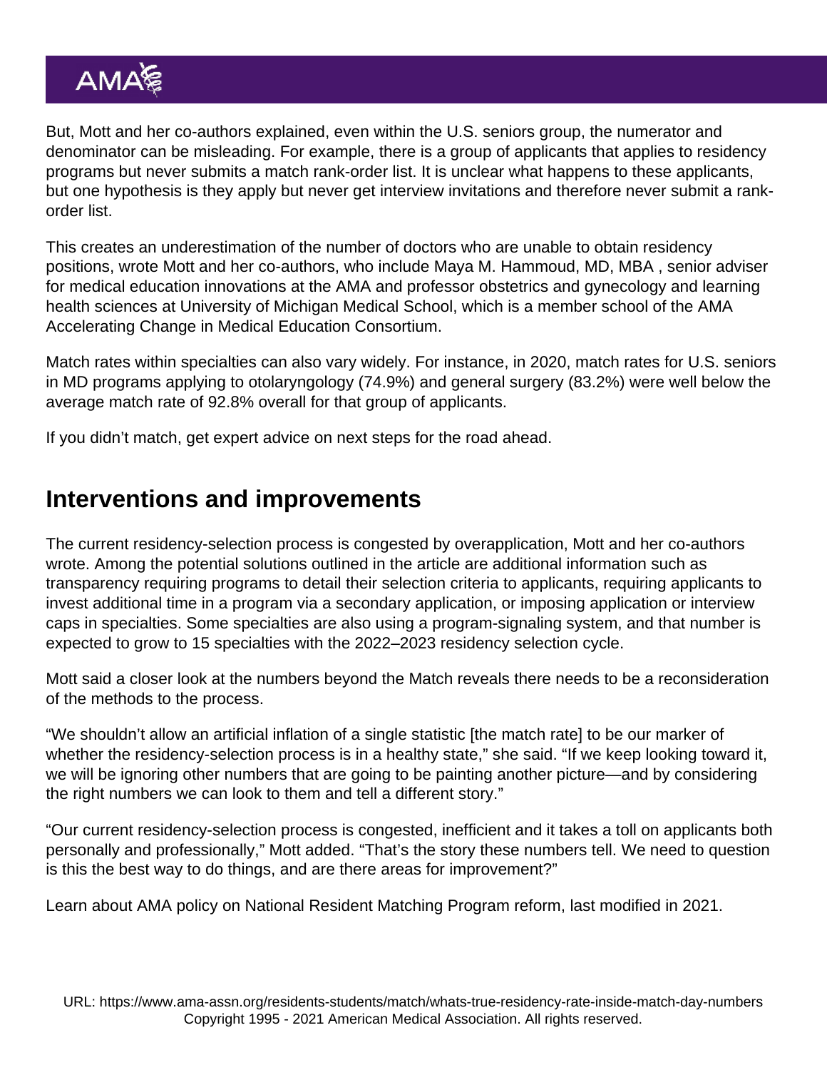But, Mott and her co-authors explained, even within the U.S. seniors group, the numerator and denominator can be misleading. For example, there is a group of applicants that applies to residency programs but never submits a match rank-order list. It is unclear what happens to these applicants, but one hypothesis is they apply but never get interview invitations and therefore never submit a rank-order list.

This creates an underestimation of the number of doctors who are unable to obtain residency positions, wrote Mott and her co-authors, who include Maya M. Hammoud, MD, MBA , senior adviser for medical education innovations at the AMA and professor obstetrics and gynecology and learning health sciences at University of Michigan Medical School, which is a member school of the AMA Accelerating Change in Medical Education Consortium.

Match rates within specialties can also vary widely. For instance, in 2020, match rates for U.S. seniors in MD programs applying to otolaryngology (74.9%) and general surgery (83.2%) were well below the average match rate of 92.8% overall for that group of applicants.

If you didn't match, get expert advice on next steps for the road ahead.

## Interventions and improvements

The current residency-selection process is congested by overapplication, Mott and her co-authors wrote. Among the potential solutions outlined in the article are additional information such as transparency requiring programs to detail their selection criteria to applicants, requiring applicants to invest additional time in a program via a secondary application, or imposing application or interview caps in specialties. Some specialties are also using a program-signaling system, and that number is expected to grow to 15 specialties with the 2022–2023 residency selection cycle.

Mott said a closer look at the numbers beyond the Match reveals there needs to be a reconsideration of the methods to the process.

"We shouldn't allow an artificial inflation of a single statistic [the match rate] to be our marker of whether the residency-selection process is in a healthy state," she said. "If we keep looking toward it, we will be ignoring other numbers that are going to be painting another picture—and by considering the right numbers we can look to them and tell a different story."

"Our current residency-selection process is congested, inefficient and it takes a toll on applicants both personally and professionally," Mott added. "That's the story these numbers tell. We need to question is this the best way to do things, and are there areas for improvement?"

Learn about AMA policy on National Resident Matching Program reform, last modified in 2021.